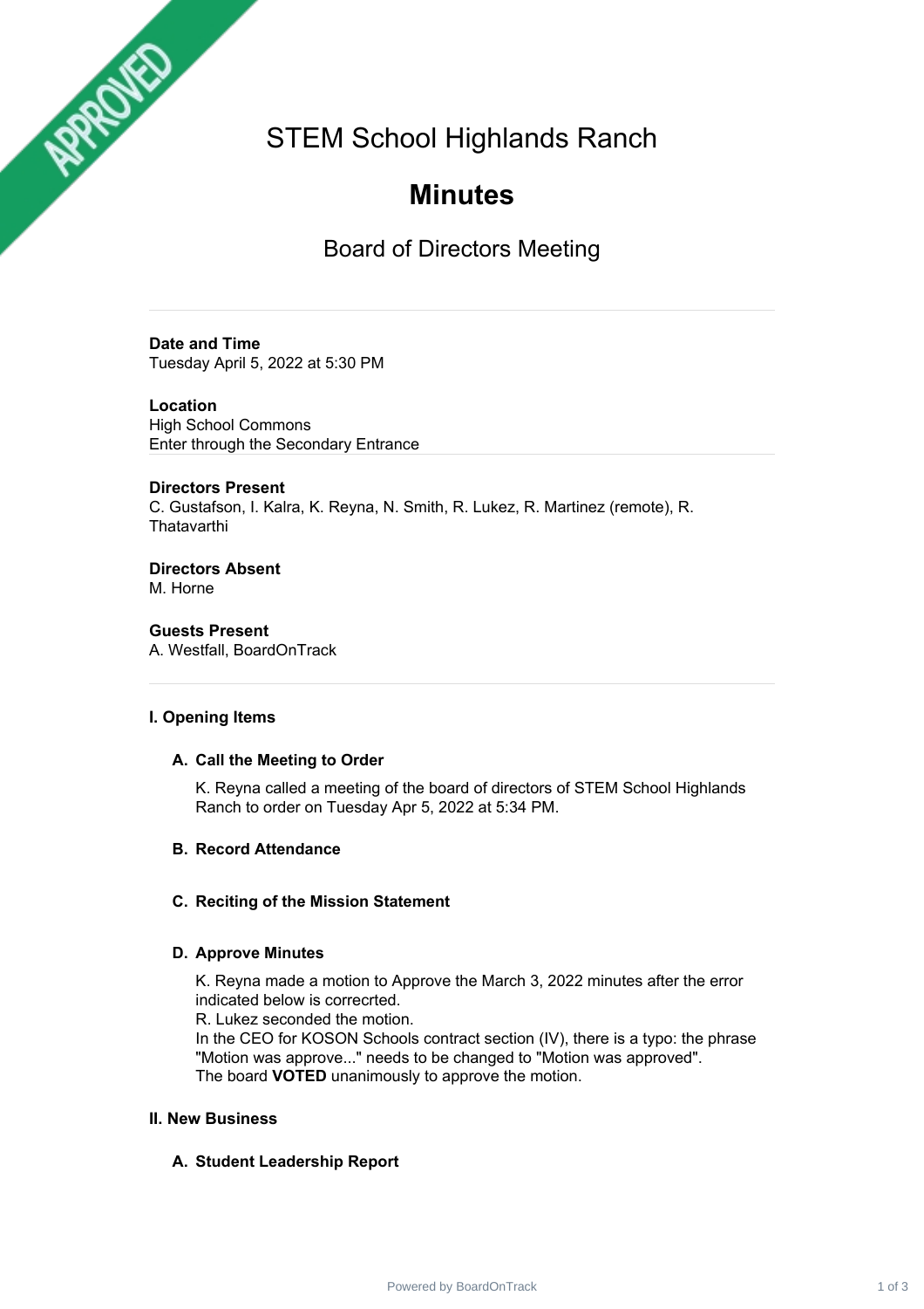APPROVED

# STEM School Highlands Ranch

# **Minutes**

## Board of Directors Meeting

---

**Date and Time**
Tuesday April 5, 2022 at 5:30 PM

**Location**
High School Commons
Enter through the Secondary Entrance

---

**Directors Present**
C. Gustafson, I. Kalra, K. Reyna, N. Smith, R. Lukez, R. Martinez (remote), R. Thatavarthi

**Directors Absent**
M. Horne

**Guests Present**
A. Westfall, BoardOnTrack

---

### I. Opening Items

#### A. Call the Meeting to Order

K. Reyna called a meeting of the board of directors of STEM School Highlands Ranch to order on Tuesday Apr 5, 2022 at 5:34 PM.

#### B. Record Attendance

#### C. Reciting of the Mission Statement

#### D. Approve Minutes

K. Reyna made a motion to Approve the March 3, 2022 minutes after the error indicated below is correcrted.
R. Lukez seconded the motion.
In the CEO for KOSON Schools contract section (IV), there is a typo: the phrase "Motion was approve..." needs to be changed to "Motion was approved".
The board **VOTED** unanimously to approve the motion.

### II. New Business

#### A. Student Leadership Report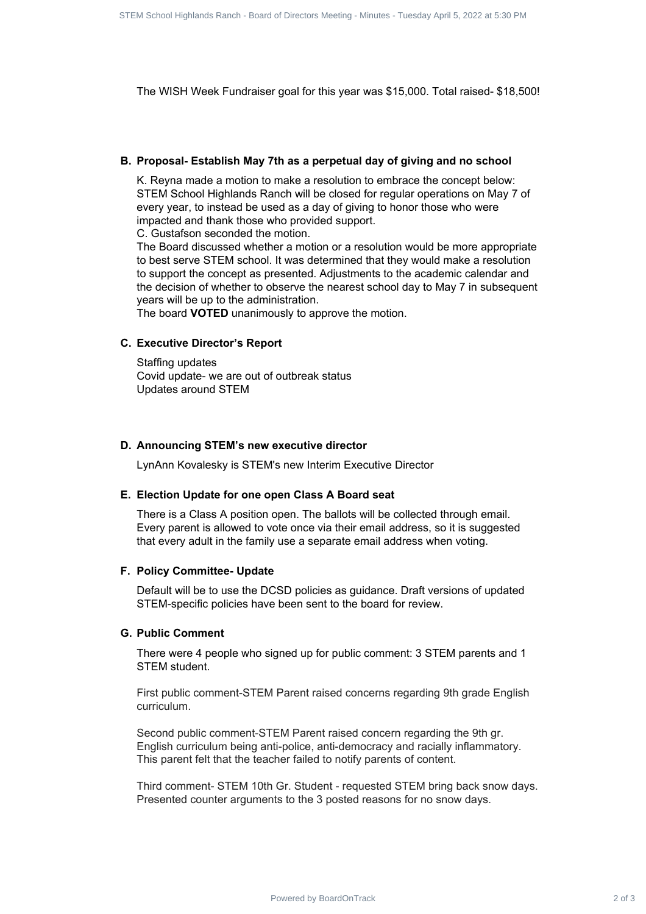The WISH Week Fundraiser goal for this year was $15,000. Total raised- $18,500!

**B. Proposal- Establish May 7th as a perpetual day of giving and no school**

K. Reyna made a motion to make a resolution to embrace the concept below: STEM School Highlands Ranch will be closed for regular operations on May 7 of every year, to instead be used as a day of giving to honor those who were impacted and thank those who provided support.
C. Gustafson seconded the motion.
The Board discussed whether a motion or a resolution would be more appropriate to best serve STEM school. It was determined that they would make a resolution to support the concept as presented. Adjustments to the academic calendar and the decision of whether to observe the nearest school day to May 7 in subsequent years will be up to the administration.
The board **VOTED** unanimously to approve the motion.

**C. Executive Director's Report**

Staffing updates
Covid update- we are out of outbreak status
Updates around STEM

**D. Announcing STEM's new executive director**

LynAnn Kovalesky is STEM's new Interim Executive Director

**E. Election Update for one open Class A Board seat**

There is a Class A position open. The ballots will be collected through email. Every parent is allowed to vote once via their email address, so it is suggested that every adult in the family use a separate email address when voting.

**F. Policy Committee- Update**

Default will be to use the DCSD policies as guidance. Draft versions of updated STEM-specific policies have been sent to the board for review.

**G. Public Comment**

There were 4 people who signed up for public comment: 3 STEM parents and 1 STEM student.

First public comment-STEM Parent raised concerns regarding 9th grade English curriculum.

Second public comment-STEM Parent raised concern regarding the 9th gr. English curriculum being anti-police, anti-democracy and racially inflammatory. This parent felt that the teacher failed to notify parents of content.

Third comment- STEM 10th Gr. Student - requested STEM bring back snow days. Presented counter arguments to the 3 posted reasons for no snow days.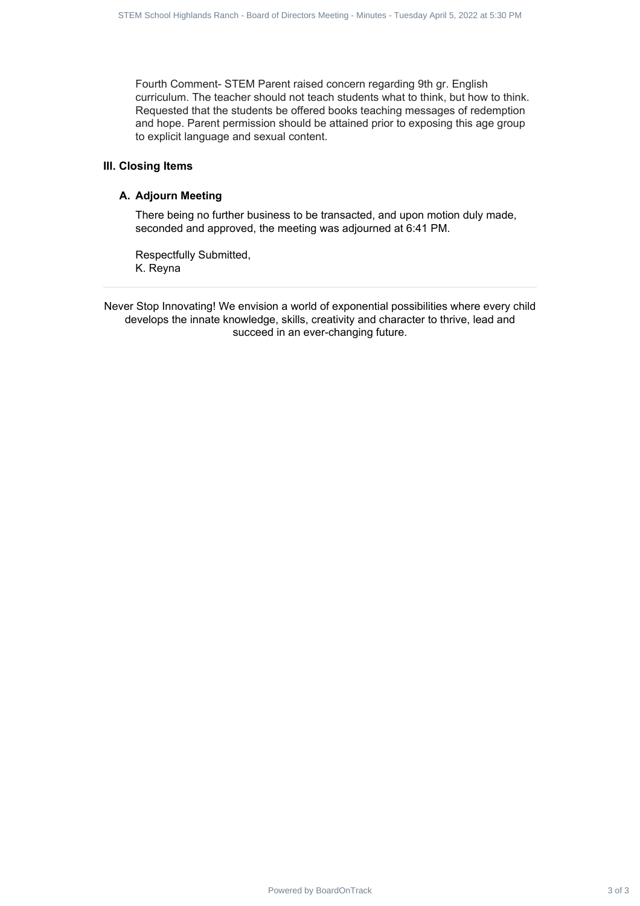Fourth Comment- STEM Parent raised concern regarding 9th gr. English curriculum. The teacher should not teach students what to think, but how to think. Requested that the students be offered books teaching messages of redemption and hope. Parent permission should be attained prior to exposing this age group to explicit language and sexual content.

## III. Closing Items

### A. Adjourn Meeting

There being no further business to be transacted, and upon motion duly made, seconded and approved, the meeting was adjourned at 6:41 PM.

Respectfully Submitted,
K. Reyna

---

Never Stop Innovating! We envision a world of exponential possibilities where every child develops the innate knowledge, skills, creativity and character to thrive, lead and succeed in an ever-changing future.